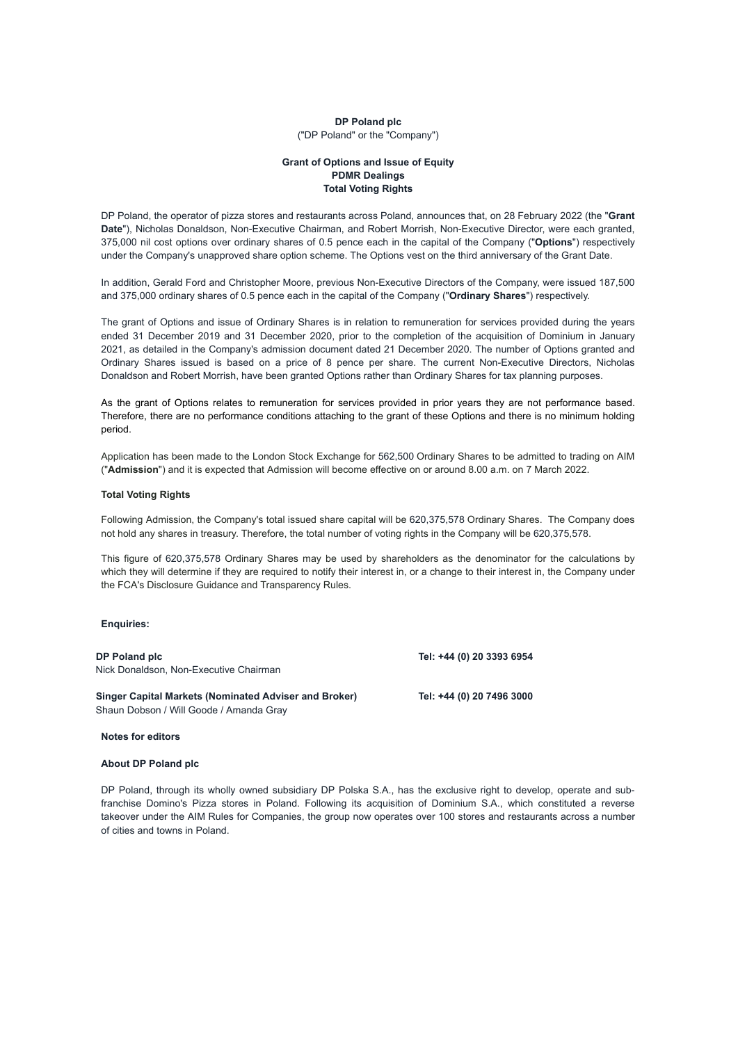**DP Poland plc**
("DP Poland" or the "Company")

**Grant of Options and Issue of Equity**
**PDMR Dealings**
**Total Voting Rights**

DP Poland, the operator of pizza stores and restaurants across Poland, announces that, on 28 February 2022 (the "**Grant Date**"), Nicholas Donaldson, Non-Executive Chairman, and Robert Morrish, Non-Executive Director, were each granted, 375,000 nil cost options over ordinary shares of 0.5 pence each in the capital of the Company ("**Options**") respectively under the Company's unapproved share option scheme. The Options vest on the third anniversary of the Grant Date.

In addition, Gerald Ford and Christopher Moore, previous Non-Executive Directors of the Company, were issued 187,500 and 375,000 ordinary shares of 0.5 pence each in the capital of the Company ("**Ordinary Shares**") respectively.

The grant of Options and issue of Ordinary Shares is in relation to remuneration for services provided during the years ended 31 December 2019 and 31 December 2020, prior to the completion of the acquisition of Dominium in January 2021, as detailed in the Company's admission document dated 21 December 2020. The number of Options granted and Ordinary Shares issued is based on a price of 8 pence per share. The current Non-Executive Directors, Nicholas Donaldson and Robert Morrish, have been granted Options rather than Ordinary Shares for tax planning purposes.

As the grant of Options relates to remuneration for services provided in prior years they are not performance based. Therefore, there are no performance conditions attaching to the grant of these Options and there is no minimum holding period.

Application has been made to the London Stock Exchange for 562,500 Ordinary Shares to be admitted to trading on AIM ("**Admission**") and it is expected that Admission will become effective on or around 8.00 a.m. on 7 March 2022.

**Total Voting Rights**

Following Admission, the Company's total issued share capital will be 620,375,578 Ordinary Shares. The Company does not hold any shares in treasury. Therefore, the total number of voting rights in the Company will be 620,375,578.

This figure of 620,375,578 Ordinary Shares may be used by shareholders as the denominator for the calculations by which they will determine if they are required to notify their interest in, or a change to their interest in, the Company under the FCA's Disclosure Guidance and Transparency Rules.

**Enquiries:**

**DP Poland plc** — **Tel: +44 (0) 20 3393 6954**
Nick Donaldson, Non-Executive Chairman

**Singer Capital Markets (Nominated Adviser and Broker)** — **Tel: +44 (0) 20 7496 3000**
Shaun Dobson / Will Goode / Amanda Gray

**Notes for editors**

**About DP Poland plc**

DP Poland, through its wholly owned subsidiary DP Polska S.A., has the exclusive right to develop, operate and sub-franchise Domino's Pizza stores in Poland. Following its acquisition of Dominium S.A., which constituted a reverse takeover under the AIM Rules for Companies, the group now operates over 100 stores and restaurants across a number of cities and towns in Poland.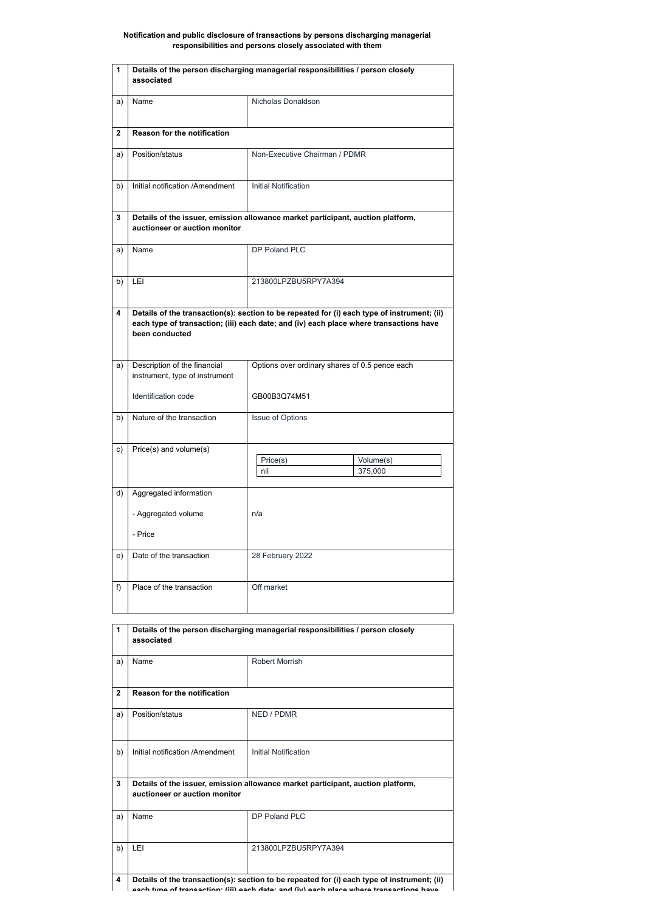**Notification and public disclosure of transactions by persons discharging managerial responsibilities and persons closely associated with them**

| | | |
|---|---|---|
| **1** | **Details of the person discharging managerial responsibilities / person closely associated** | |
| a) | Name | Nicholas Donaldson |
| **2** | **Reason for the notification** | |
| a) | Position/status | Non-Executive Chairman / PDMR |
| b) | Initial notification /Amendment | Initial Notification |
| **3** | **Details of the issuer, emission allowance market participant, auction platform, auctioneer or auction monitor** | |
| a) | Name | DP Poland PLC |
| b) | LEI | 213800LPZBU5RPY7A394 |
| **4** | **Details of the transaction(s): section to be repeated for (i) each type of instrument; (ii) each type of transaction; (iii) each date; and (iv) each place where transactions have been conducted** | |
| a) | Description of the financial instrument, type of instrument<br><br>Identification code | Options over ordinary shares of 0.5 pence each<br><br>GB00B3Q74M51 |
| b) | Nature of the transaction | Issue of Options |
| c) | Price(s) and volume(s) | Price(s): nil<br>Volume(s): 375,000 |
| d) | Aggregated information<br><br>- Aggregated volume<br><br>- Price | <br><br>n/a |
| e) | Date of the transaction | 28 February 2022 |
| f) | Place of the transaction | Off market |

| | | |
|---|---|---|
| **1** | **Details of the person discharging managerial responsibilities / person closely associated** | |
| a) | Name | Robert Morrish |
| **2** | **Reason for the notification** | |
| a) | Position/status | NED / PDMR |
| b) | Initial notification /Amendment | Initial Notification |
| **3** | **Details of the issuer, emission allowance market participant, auction platform, auctioneer or auction monitor** | |
| a) | Name | DP Poland PLC |
| b) | LEI | 213800LPZBU5RPY7A394 |
| **4** | **Details of the transaction(s): section to be repeated for (i) each type of instrument; (ii) each type of transaction; (iii) each date; and (iv) each place where transactions have** | |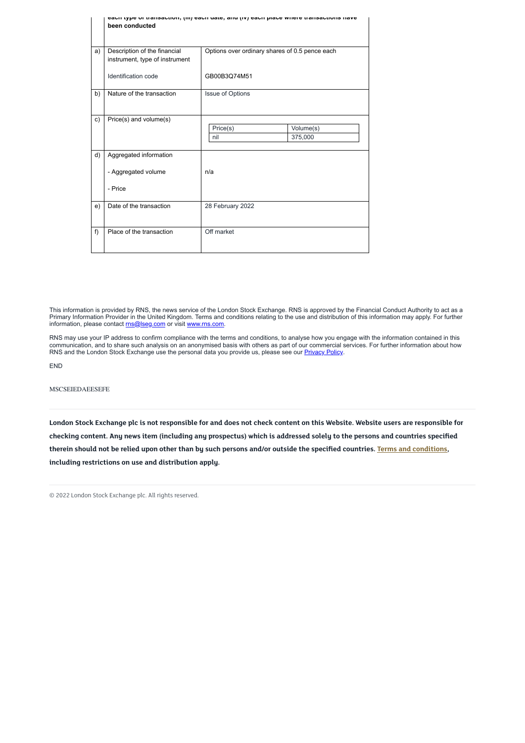| | | |
|---|---|---|
| | **each type of transaction, (iii) each date; and (iv) each place where transactions have been conducted** | |
| a) | Description of the financial instrument, type of instrument<br><br>Identification code | Options over ordinary shares of 0.5 pence each<br><br>GB00B3Q74M51 |
| b) | Nature of the transaction | Issue of Options |
| c) | Price(s) and volume(s) | Price(s): nil; Volume(s): 375,000 |
| d) | Aggregated information<br><br>- Aggregated volume<br><br>- Price | n/a |
| e) | Date of the transaction | 28 February 2022 |
| f) | Place of the transaction | Off market |

This information is provided by RNS, the news service of the London Stock Exchange. RNS is approved by the Financial Conduct Authority to act as a Primary Information Provider in the United Kingdom. Terms and conditions relating to the use and distribution of this information may apply. For further information, please contact rns@lseg.com or visit www.rns.com.

RNS may use your IP address to confirm compliance with the terms and conditions, to analyse how you engage with the information contained in this communication, and to share such analysis on an anonymised basis with others as part of our commercial services. For further information about how RNS and the London Stock Exchange use the personal data you provide us, please see our Privacy Policy.

END

MSCSEIEDAEESEFE

**London Stock Exchange plc is not responsible for and does not check content on this Website. Website users are responsible for checking content. Any news item (including any prospectus) which is addressed solely to the persons and countries specified therein should not be relied upon other than by such persons and/or outside the specified countries. Terms and conditions, including restrictions on use and distribution apply.**

© 2022 London Stock Exchange plc. All rights reserved.